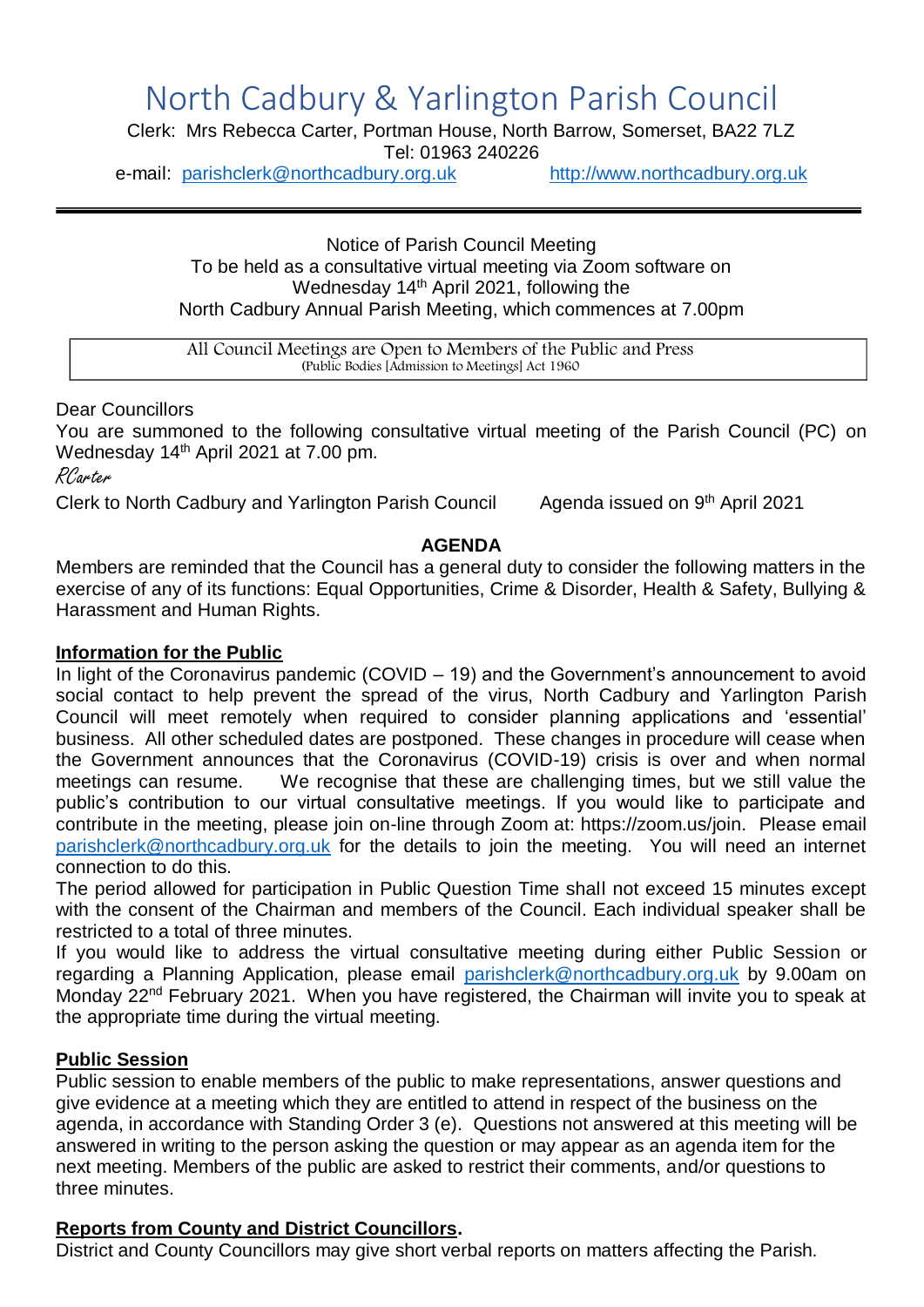# North Cadbury & Yarlington Parish Council

Clerk: Mrs Rebecca Carter, Portman House, North Barrow, Somerset, BA22 7LZ
Tel: 01963 240226
e-mail: parishclerk@northcadbury.org.uk http://www.northcadbury.org.uk

---

Notice of Parish Council Meeting
To be held as a consultative virtual meeting via Zoom software on
Wednesday 14th April 2021, following the
North Cadbury Annual Parish Meeting, which commences at 7.00pm

All Council Meetings are Open to Members of the Public and Press
(Public Bodies [Admission to Meetings] Act 1960

Dear Councillors
You are summoned to the following consultative virtual meeting of the Parish Council (PC) on Wednesday 14th April 2021 at 7.00 pm.

*RCarter*

Clerk to North Cadbury and Yarlington Parish Council Agenda issued on 9th April 2021

## AGENDA

Members are reminded that the Council has a general duty to consider the following matters in the exercise of any of its functions: Equal Opportunities, Crime & Disorder, Health & Safety, Bullying & Harassment and Human Rights.

**Information for the Public**

In light of the Coronavirus pandemic (COVID – 19) and the Government's announcement to avoid social contact to help prevent the spread of the virus, North Cadbury and Yarlington Parish Council will meet remotely when required to consider planning applications and 'essential' business. All other scheduled dates are postponed. These changes in procedure will cease when the Government announces that the Coronavirus (COVID-19) crisis is over and when normal meetings can resume. We recognise that these are challenging times, but we still value the public's contribution to our virtual consultative meetings. If you would like to participate and contribute in the meeting, please join on-line through Zoom at: https://zoom.us/join. Please email parishclerk@northcadbury.org.uk for the details to join the meeting. You will need an internet connection to do this.

The period allowed for participation in Public Question Time shall not exceed 15 minutes except with the consent of the Chairman and members of the Council. Each individual speaker shall be restricted to a total of three minutes.

If you would like to address the virtual consultative meeting during either Public Session or regarding a Planning Application, please email parishclerk@northcadbury.org.uk by 9.00am on Monday 22nd February 2021. When you have registered, the Chairman will invite you to speak at the appropriate time during the virtual meeting.

**Public Session**

Public session to enable members of the public to make representations, answer questions and give evidence at a meeting which they are entitled to attend in respect of the business on the agenda, in accordance with Standing Order 3 (e). Questions not answered at this meeting will be answered in writing to the person asking the question or may appear as an agenda item for the next meeting. Members of the public are asked to restrict their comments, and/or questions to three minutes.

**Reports from County and District Councillors.**

District and County Councillors may give short verbal reports on matters affecting the Parish.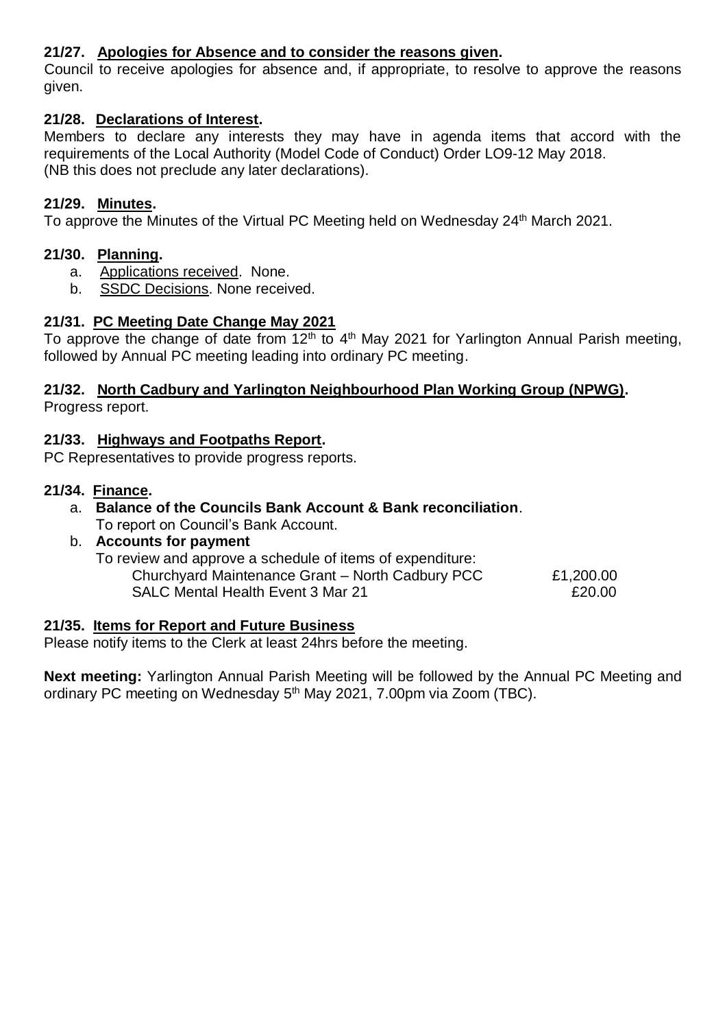**21/27. Apologies for Absence and to consider the reasons given.**

Council to receive apologies for absence and, if appropriate, to resolve to approve the reasons given.

**21/28. Declarations of Interest.**

Members to declare any interests they may have in agenda items that accord with the requirements of the Local Authority (Model Code of Conduct) Order LO9-12 May 2018.
(NB this does not preclude any later declarations).

**21/29. Minutes.**

To approve the Minutes of the Virtual PC Meeting held on Wednesday 24th March 2021.

**21/30. Planning.**

a. Applications received. None.
b. SSDC Decisions. None received.

**21/31. PC Meeting Date Change May 2021**

To approve the change of date from 12th to 4th May 2021 for Yarlington Annual Parish meeting, followed by Annual PC meeting leading into ordinary PC meeting.

**21/32. North Cadbury and Yarlington Neighbourhood Plan Working Group (NPWG).**

Progress report.

**21/33. Highways and Footpaths Report.**

PC Representatives to provide progress reports.

**21/34. Finance.**

a. **Balance of the Councils Bank Account & Bank reconciliation**.
   To report on Council's Bank Account.
b. **Accounts for payment**
   To review and approve a schedule of items of expenditure:

| | |
|---|---|
| Churchyard Maintenance Grant – North Cadbury PCC | £1,200.00 |
| SALC Mental Health Event 3 Mar 21 | £20.00 |

**21/35. Items for Report and Future Business**

Please notify items to the Clerk at least 24hrs before the meeting.

**Next meeting:** Yarlington Annual Parish Meeting will be followed by the Annual PC Meeting and ordinary PC meeting on Wednesday 5th May 2021, 7.00pm via Zoom (TBC).